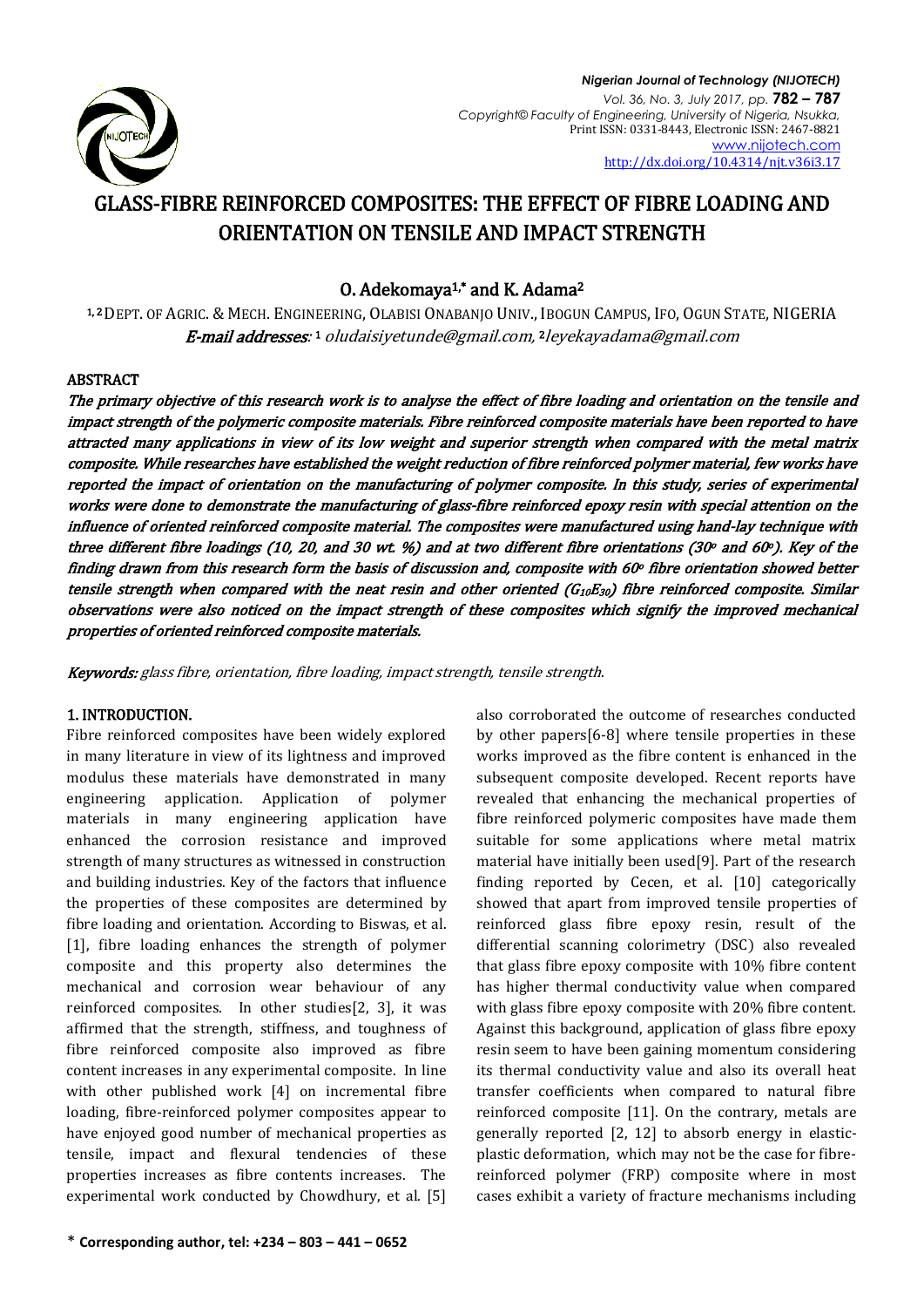# GLASS-FIBRE REINFORCED COMPOSITES: THE EFFECT OF FIBRE LOADING AND ORIENTATION ON TENSILE AND IMPACT STRENGTH

**O. Adekomaya[1,*] and K. Adama[2]**

[1,2] DEPT. OF AGRIC. & MECH. ENGINEERING, OLABISI ONABANJO UNIV., IBOGUN CAMPUS, IFO, OGUN STATE, NIGERIA

*E-mail addresses:* [1] oludaisiyetunde@gmail.com, [2] leyekayadama@gmail.com

## ABSTRACT

*The primary objective of this research work is to analyse the effect of fibre loading and orientation on the tensile and impact strength of the polymeric composite materials. Fibre reinforced composite materials have been reported to have attracted many applications in view of its low weight and superior strength when compared with the metal matrix composite. While researches have established the weight reduction of fibre reinforced polymer material, few works have reported the impact of orientation on the manufacturing of polymer composite. In this study, series of experimental works were done to demonstrate the manufacturing of glass-fibre reinforced epoxy resin with special attention on the influence of oriented reinforced composite material. The composites were manufactured using hand-lay technique with three different fibre loadings (10, 20, and 30 wt. %) and at two different fibre orientations (30° and 60°). Key of the finding drawn from this research form the basis of discussion and, composite with 60° fibre orientation showed better tensile strength when compared with the neat resin and other oriented ($G_{10}E_{30}$) fibre reinforced composite. Similar observations were also noticed on the impact strength of these composites which signify the improved mechanical properties of oriented reinforced composite materials.*

***Keywords:*** *glass fibre, orientation, fibre loading, impact strength, tensile strength.*

## 1. INTRODUCTION.

Fibre reinforced composites have been widely explored in many literature in view of its lightness and improved modulus these materials have demonstrated in many engineering application. Application of polymer materials in many engineering application have enhanced the corrosion resistance and improved strength of many structures as witnessed in construction and building industries. Key of the factors that influence the properties of these composites are determined by fibre loading and orientation. According to Biswas, et al. [1], fibre loading enhances the strength of polymer composite and this property also determines the mechanical and corrosion wear behaviour of any reinforced composites. In other studies[2, 3], it was affirmed that the strength, stiffness, and toughness of fibre reinforced composite also improved as fibre content increases in any experimental composite. In line with other published work [4] on incremental fibre loading, fibre-reinforced polymer composites appear to have enjoyed good number of mechanical properties as tensile, impact and flexural tendencies of these properties increases as fibre contents increases. The experimental work conducted by Chowdhury, et al. [5] also corroborated the outcome of researches conducted by other papers[6-8] where tensile properties in these works improved as the fibre content is enhanced in the subsequent composite developed. Recent reports have revealed that enhancing the mechanical properties of fibre reinforced polymeric composites have made them suitable for some applications where metal matrix material have initially been used[9]. Part of the research finding reported by Cecen, et al. [10] categorically showed that apart from improved tensile properties of reinforced glass fibre epoxy resin, result of the differential scanning colorimetry (DSC) also revealed that glass fibre epoxy composite with 10% fibre content has higher thermal conductivity value when compared with glass fibre epoxy composite with 20% fibre content. Against this background, application of glass fibre epoxy resin seem to have been gaining momentum considering its thermal conductivity value and also its overall heat transfer coefficients when compared to natural fibre reinforced composite [11]. On the contrary, metals are generally reported [2, 12] to absorb energy in elastic-plastic deformation, which may not be the case for fibre-reinforced polymer (FRP) composite where in most cases exhibit a variety of fracture mechanisms including

\* **Corresponding author, tel: +234 – 803 – 441 – 0652**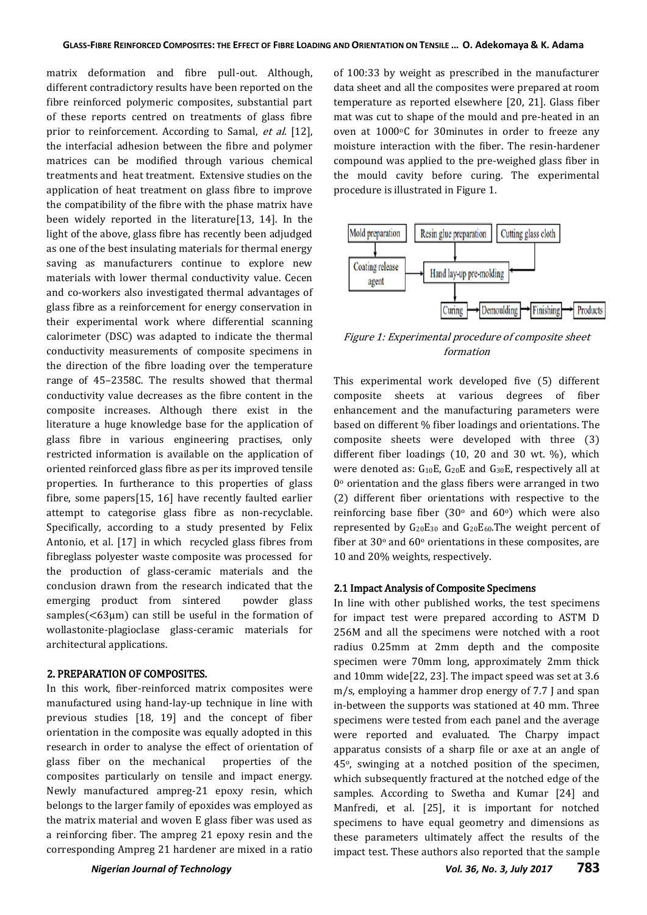matrix deformation and fibre pull-out. Although, different contradictory results have been reported on the fibre reinforced polymeric composites, substantial part of these reports centred on treatments of glass fibre prior to reinforcement. According to Samal, *et al.* [12], the interfacial adhesion between the fibre and polymer matrices can be modified through various chemical treatments and heat treatment. Extensive studies on the application of heat treatment on glass fibre to improve the compatibility of the fibre with the phase matrix have been widely reported in the literature[13, 14]. In the light of the above, glass fibre has recently been adjudged as one of the best insulating materials for thermal energy saving as manufacturers continue to explore new materials with lower thermal conductivity value. Cecen and co-workers also investigated thermal advantages of glass fibre as a reinforcement for energy conservation in their experimental work where differential scanning calorimeter (DSC) was adapted to indicate the thermal conductivity measurements of composite specimens in the direction of the fibre loading over the temperature range of 45–2358C. The results showed that thermal conductivity value decreases as the fibre content in the composite increases. Although there exist in the literature a huge knowledge base for the application of glass fibre in various engineering practises, only restricted information is available on the application of oriented reinforced glass fibre as per its improved tensile properties. In furtherance to this properties of glass fibre, some papers[15, 16] have recently faulted earlier attempt to categorise glass fibre as non-recyclable. Specifically, according to a study presented by Felix Antonio, et al. [17] in which recycled glass fibres from fibreglass polyester waste composite was processed for the production of glass-ceramic materials and the conclusion drawn from the research indicated that the emerging product from sintered powder glass samples(<63μm) can still be useful in the formation of wollastonite-plagioclase glass-ceramic materials for architectural applications.

## 2. PREPARATION OF COMPOSITES.

In this work, fiber-reinforced matrix composites were manufactured using hand-lay-up technique in line with previous studies [18, 19] and the concept of fiber orientation in the composite was equally adopted in this research in order to analyse the effect of orientation of glass fiber on the mechanical properties of the composites particularly on tensile and impact energy. Newly manufactured ampreg-21 epoxy resin, which belongs to the larger family of epoxides was employed as the matrix material and woven E glass fiber was used as a reinforcing fiber. The ampreg 21 epoxy resin and the corresponding Ampreg 21 hardener are mixed in a ratio of 100:33 by weight as prescribed in the manufacturer data sheet and all the composites were prepared at room temperature as reported elsewhere [20, 21]. Glass fiber mat was cut to shape of the mould and pre-heated in an oven at 1000°C for 30minutes in order to freeze any moisture interaction with the fiber. The resin-hardener compound was applied to the pre-weighed glass fiber in the mould cavity before curing. The experimental procedure is illustrated in Figure 1.

*Figure 1: Experimental procedure of composite sheet formation*

This experimental work developed five (5) different composite sheets at various degrees of fiber enhancement and the manufacturing parameters were based on different % fiber loadings and orientations. The composite sheets were developed with three (3) different fiber loadings (10, 20 and 30 wt. %), which were denoted as: $G_{10}E$, $G_{20}E$ and $G_{30}E$, respectively all at 0° orientation and the glass fibers were arranged in two (2) different fiber orientations with respect to the reinforcing base fiber (30° and 60°) which were also represented by $G_{20}E_{30}$ and $G_{20}E_{60}$.The weight percent of fiber at 30° and 60° orientations in these composites, are 10 and 20% weights, respectively.

### 2.1 Impact Analysis of Composite Specimens

In line with other published works, the test specimens for impact test were prepared according to ASTM D 256M and all the specimens were notched with a root radius 0.25mm at 2mm depth and the composite specimen were 70mm long, approximately 2mm thick and 10mm wide[22, 23]. The impact speed was set at 3.6 m/s, employing a hammer drop energy of 7.7 J and span in-between the supports was stationed at 40 mm. Three specimens were tested from each panel and the average were reported and evaluated. The Charpy impact apparatus consists of a sharp file or axe at an angle of 45°, swinging at a notched position of the specimen, which subsequently fractured at the notched edge of the samples. According to Swetha and Kumar [24] and Manfredi, et al. [25], it is important for notched specimens to have equal geometry and dimensions as these parameters ultimately affect the results of the impact test. These authors also reported that the sample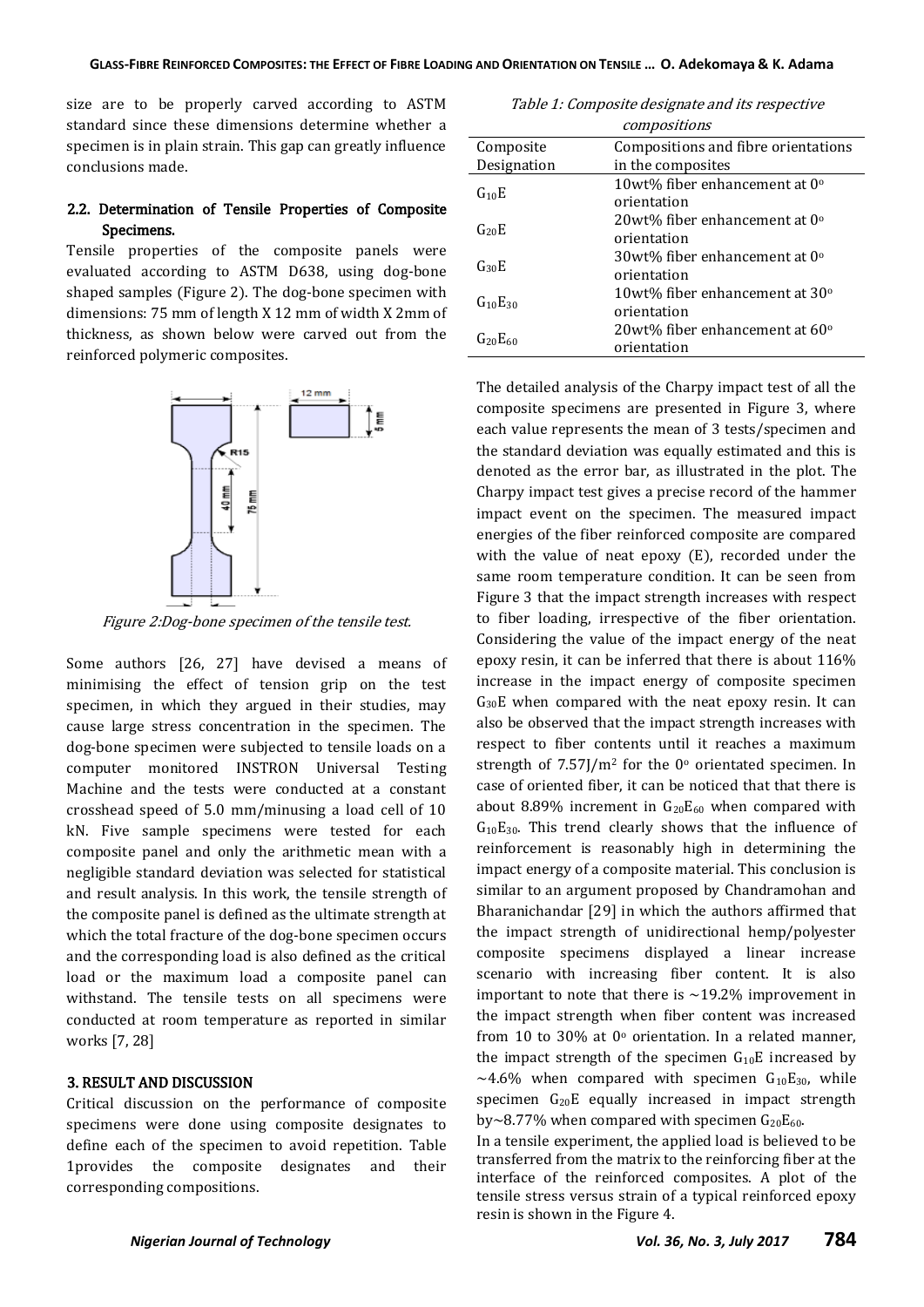size are to be properly carved according to ASTM standard since these dimensions determine whether a specimen is in plain strain. This gap can greatly influence conclusions made.

### 2.2. Determination of Tensile Properties of Composite Specimens.

Tensile properties of the composite panels were evaluated according to ASTM D638, using dog-bone shaped samples (Figure 2). The dog-bone specimen with dimensions: 75 mm of length X 12 mm of width X 2mm of thickness, as shown below were carved out from the reinforced polymeric composites.

*Figure 2:Dog-bone specimen of the tensile test.*

Some authors [26, 27] have devised a means of minimising the effect of tension grip on the test specimen, in which they argued in their studies, may cause large stress concentration in the specimen. The dog-bone specimen were subjected to tensile loads on a computer monitored INSTRON Universal Testing Machine and the tests were conducted at a constant crosshead speed of 5.0 mm/minusing a load cell of 10 kN. Five sample specimens were tested for each composite panel and only the arithmetic mean with a negligible standard deviation was selected for statistical and result analysis. In this work, the tensile strength of the composite panel is defined as the ultimate strength at which the total fracture of the dog-bone specimen occurs and the corresponding load is also defined as the critical load or the maximum load a composite panel can withstand. The tensile tests on all specimens were conducted at room temperature as reported in similar works [7, 28]

## 3. RESULT AND DISCUSSION

Critical discussion on the performance of composite specimens were done using composite designates to define each of the specimen to avoid repetition. Table 1provides the composite designates and their corresponding compositions.

*Table 1: Composite designate and its respective compositions*

| Composite Designation | Compositions and fibre orientations in the composites |
|---|---|
| $G_{10}E$ | 10wt% fiber enhancement at 0° orientation |
| $G_{20}E$ | 20wt% fiber enhancement at 0° orientation |
| $G_{30}E$ | 30wt% fiber enhancement at 0° orientation |
| $G_{10}E_{30}$ | 10wt% fiber enhancement at 30° orientation |
| $G_{20}E_{60}$ | 20wt% fiber enhancement at 60° orientation |

The detailed analysis of the Charpy impact test of all the composite specimens are presented in Figure 3, where each value represents the mean of 3 tests/specimen and the standard deviation was equally estimated and this is denoted as the error bar, as illustrated in the plot. The Charpy impact test gives a precise record of the hammer impact event on the specimen. The measured impact energies of the fiber reinforced composite are compared with the value of neat epoxy (E), recorded under the same room temperature condition. It can be seen from Figure 3 that the impact strength increases with respect to fiber loading, irrespective of the fiber orientation. Considering the value of the impact energy of the neat epoxy resin, it can be inferred that there is about 116% increase in the impact energy of composite specimen $G_{30}E$ when compared with the neat epoxy resin. It can also be observed that the impact strength increases with respect to fiber contents until it reaches a maximum strength of 7.57J/m$^2$ for the 0° orientated specimen. In case of oriented fiber, it can be noticed that that there is about 8.89% increment in $G_{20}E_{60}$ when compared with $G_{10}E_{30}$. This trend clearly shows that the influence of reinforcement is reasonably high in determining the impact energy of a composite material. This conclusion is similar to an argument proposed by Chandramohan and Bharanichandar [29] in which the authors affirmed that the impact strength of unidirectional hemp/polyester composite specimens displayed a linear increase scenario with increasing fiber content. It is also important to note that there is ~19.2% improvement in the impact strength when fiber content was increased from 10 to 30% at 0° orientation. In a related manner, the impact strength of the specimen $G_{10}E$ increased by ~4.6% when compared with specimen $G_{10}E_{30}$, while specimen $G_{20}E$ equally increased in impact strength by~8.77% when compared with specimen $G_{20}E_{60}$.

In a tensile experiment, the applied load is believed to be transferred from the matrix to the reinforcing fiber at the interface of the reinforced composites. A plot of the tensile stress versus strain of a typical reinforced epoxy resin is shown in the Figure 4.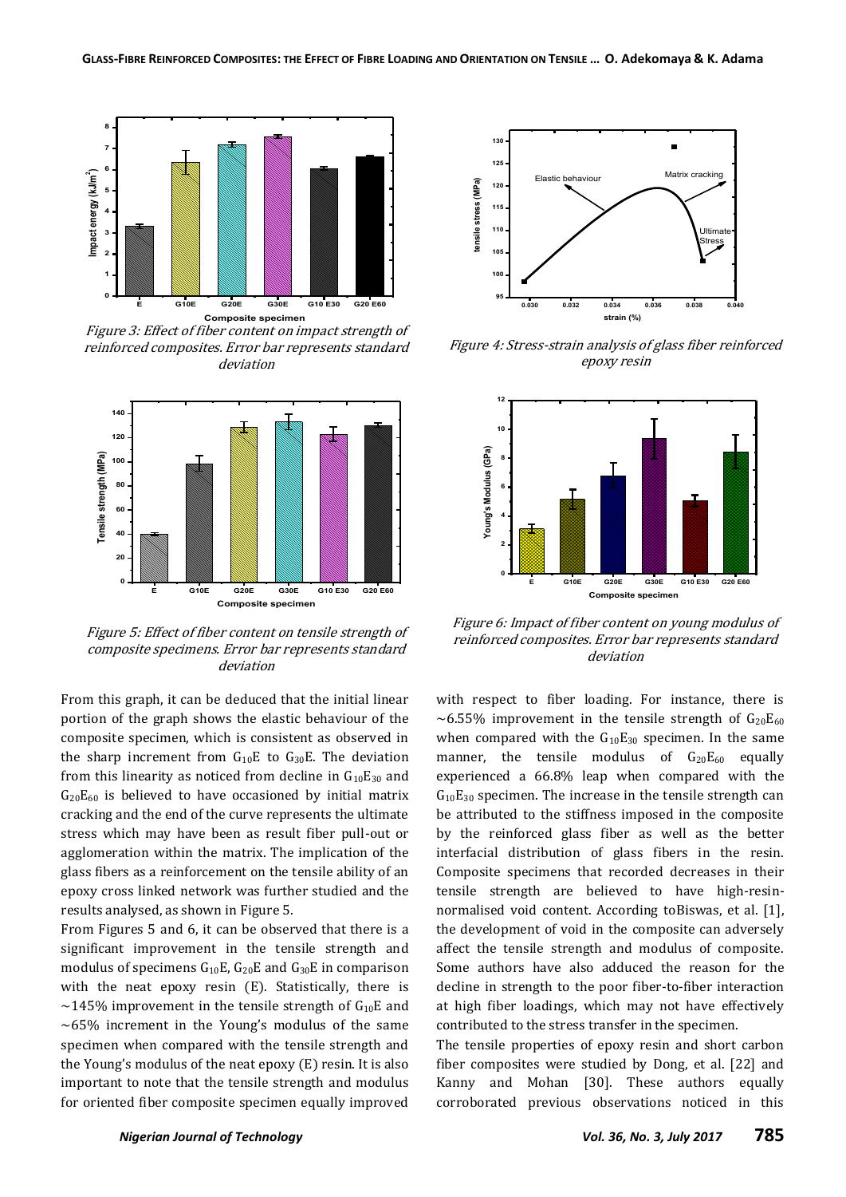Figure 3: Effect of fiber content on impact strength of reinforced composites. Error bar represents standard deviation

Figure 4: Stress-strain analysis of glass fiber reinforced epoxy resin

Figure 5: Effect of fiber content on tensile strength of composite specimens. Error bar represents standard deviation

Figure 6: Impact of fiber content on young modulus of reinforced composites. Error bar represents standard deviation

From this graph, it can be deduced that the initial linear portion of the graph shows the elastic behaviour of the composite specimen, which is consistent as observed in the sharp increment from $G_{10}E$ to $G_{30}E$. The deviation from this linearity as noticed from decline in $G_{10}E_{30}$ and $G_{20}E_{60}$ is believed to have occasioned by initial matrix cracking and the end of the curve represents the ultimate stress which may have been as result fiber pull-out or agglomeration within the matrix. The implication of the glass fibers as a reinforcement on the tensile ability of an epoxy cross linked network was further studied and the results analysed, as shown in Figure 5.

From Figures 5 and 6, it can be observed that there is a significant improvement in the tensile strength and modulus of specimens $G_{10}E$, $G_{20}E$ and $G_{30}E$ in comparison with the neat epoxy resin (E). Statistically, there is ~145% improvement in the tensile strength of $G_{10}E$ and ~65% increment in the Young's modulus of the same specimen when compared with the tensile strength and the Young's modulus of the neat epoxy (E) resin. It is also important to note that the tensile strength and modulus for oriented fiber composite specimen equally improved with respect to fiber loading. For instance, there is ~6.55% improvement in the tensile strength of $G_{20}E_{60}$ when compared with the $G_{10}E_{30}$ specimen. In the same manner, the tensile modulus of $G_{20}E_{60}$ equally experienced a 66.8% leap when compared with the $G_{10}E_{30}$ specimen. The increase in the tensile strength can be attributed to the stiffness imposed in the composite by the reinforced glass fiber as well as the better interfacial distribution of glass fibers in the resin. Composite specimens that recorded decreases in their tensile strength are believed to have high-resin-normalised void content. According toBiswas, et al. [1], the development of void in the composite can adversely affect the tensile strength and modulus of composite. Some authors have also adduced the reason for the decline in strength to the poor fiber-to-fiber interaction at high fiber loadings, which may not have effectively contributed to the stress transfer in the specimen.

The tensile properties of epoxy resin and short carbon fiber composites were studied by Dong, et al. [22] and Kanny and Mohan [30]. These authors equally corroborated previous observations noticed in this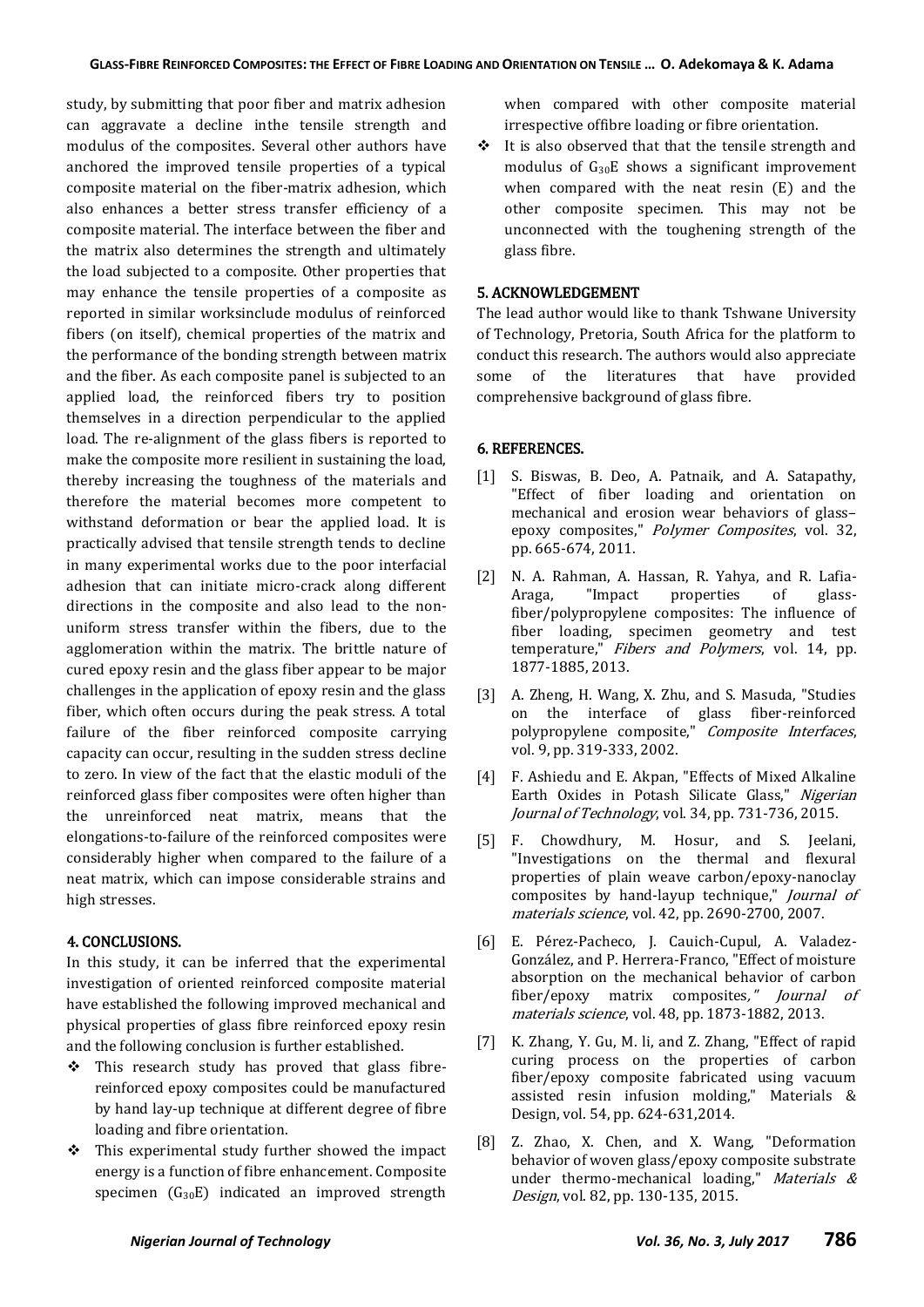study, by submitting that poor fiber and matrix adhesion can aggravate a decline inthe tensile strength and modulus of the composites. Several other authors have anchored the improved tensile properties of a typical composite material on the fiber-matrix adhesion, which also enhances a better stress transfer efficiency of a composite material. The interface between the fiber and the matrix also determines the strength and ultimately the load subjected to a composite. Other properties that may enhance the tensile properties of a composite as reported in similar worksinclude modulus of reinforced fibers (on itself), chemical properties of the matrix and the performance of the bonding strength between matrix and the fiber. As each composite panel is subjected to an applied load, the reinforced fibers try to position themselves in a direction perpendicular to the applied load. The re-alignment of the glass fibers is reported to make the composite more resilient in sustaining the load, thereby increasing the toughness of the materials and therefore the material becomes more competent to withstand deformation or bear the applied load. It is practically advised that tensile strength tends to decline in many experimental works due to the poor interfacial adhesion that can initiate micro-crack along different directions in the composite and also lead to the non-uniform stress transfer within the fibers, due to the agglomeration within the matrix. The brittle nature of cured epoxy resin and the glass fiber appear to be major challenges in the application of epoxy resin and the glass fiber, which often occurs during the peak stress. A total failure of the fiber reinforced composite carrying capacity can occur, resulting in the sudden stress decline to zero. In view of the fact that the elastic moduli of the reinforced glass fiber composites were often higher than the unreinforced neat matrix, means that the elongations-to-failure of the reinforced composites were considerably higher when compared to the failure of a neat matrix, which can impose considerable strains and high stresses.

## 4. CONCLUSIONS.

In this study, it can be inferred that the experimental investigation of oriented reinforced composite material have established the following improved mechanical and physical properties of glass fibre reinforced epoxy resin and the following conclusion is further established.

- This research study has proved that glass fibre-reinforced epoxy composites could be manufactured by hand lay-up technique at different degree of fibre loading and fibre orientation.
- This experimental study further showed the impact energy is a function of fibre enhancement. Composite specimen ($G_{30}E$) indicated an improved strength when compared with other composite material irrespective offibre loading or fibre orientation.
- It is also observed that that the tensile strength and modulus of $G_{30}E$ shows a significant improvement when compared with the neat resin (E) and the other composite specimen. This may not be unconnected with the toughening strength of the glass fibre.

## 5. ACKNOWLEDGEMENT

The lead author would like to thank Tshwane University of Technology, Pretoria, South Africa for the platform to conduct this research. The authors would also appreciate some of the literatures that have provided comprehensive background of glass fibre.

## 6. REFERENCES.

[1] S. Biswas, B. Deo, A. Patnaik, and A. Satapathy, "Effect of fiber loading and orientation on mechanical and erosion wear behaviors of glass–epoxy composites," *Polymer Composites*, vol. 32, pp. 665-674, 2011.

[2] N. A. Rahman, A. Hassan, R. Yahya, and R. Lafia-Araga, "Impact properties of glass-fiber/polypropylene composites: The influence of fiber loading, specimen geometry and test temperature," *Fibers and Polymers*, vol. 14, pp. 1877-1885, 2013.

[3] A. Zheng, H. Wang, X. Zhu, and S. Masuda, "Studies on the interface of glass fiber-reinforced polypropylene composite," *Composite Interfaces*, vol. 9, pp. 319-333, 2002.

[4] F. Ashiedu and E. Akpan, "Effects of Mixed Alkaline Earth Oxides in Potash Silicate Glass," *Nigerian Journal of Technology*, vol. 34, pp. 731-736, 2015.

[5] F. Chowdhury, M. Hosur, and S. Jeelani, "Investigations on the thermal and flexural properties of plain weave carbon/epoxy-nanoclay composites by hand-layup technique," *Journal of materials science*, vol. 42, pp. 2690-2700, 2007.

[6] E. Pérez-Pacheco, J. Cauich-Cupul, A. Valadez-González, and P. Herrera-Franco, "Effect of moisture absorption on the mechanical behavior of carbon fiber/epoxy matrix composites," *Journal of materials science*, vol. 48, pp. 1873-1882, 2013.

[7] K. Zhang, Y. Gu, M. li, and Z. Zhang, "Effect of rapid curing process on the properties of carbon fiber/epoxy composite fabricated using vacuum assisted resin infusion molding," Materials & Design, vol. 54, pp. 624-631,2014.

[8] Z. Zhao, X. Chen, and X. Wang, "Deformation behavior of woven glass/epoxy composite substrate under thermo-mechanical loading," *Materials & Design*, vol. 82, pp. 130-135, 2015.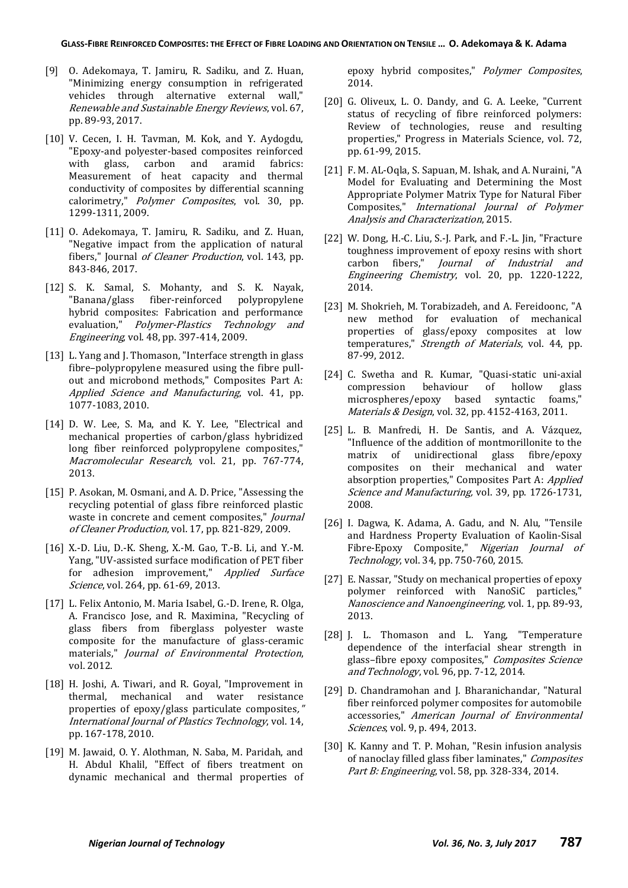[9] O. Adekomaya, T. Jamiru, R. Sadiku, and Z. Huan, "Minimizing energy consumption in refrigerated vehicles through alternative external wall," *Renewable and Sustainable Energy Reviews*, vol. 67, pp. 89-93, 2017.

[10] V. Cecen, I. H. Tavman, M. Kok, and Y. Aydogdu, "Epoxy-and polyester-based composites reinforced with glass, carbon and aramid fabrics: Measurement of heat capacity and thermal conductivity of composites by differential scanning calorimetry," *Polymer Composites*, vol. 30, pp. 1299-1311, 2009.

[11] O. Adekomaya, T. Jamiru, R. Sadiku, and Z. Huan, "Negative impact from the application of natural fibers," Journal *of Cleaner Production*, vol. 143, pp. 843-846, 2017.

[12] S. K. Samal, S. Mohanty, and S. K. Nayak, "Banana/glass fiber-reinforced polypropylene hybrid composites: Fabrication and performance evaluation," *Polymer-Plastics Technology and Engineering*, vol. 48, pp. 397-414, 2009.

[13] L. Yang and J. Thomason, "Interface strength in glass fibre–polypropylene measured using the fibre pull-out and microbond methods," Composites Part A: *Applied Science and Manufacturing*, vol. 41, pp. 1077-1083, 2010.

[14] D. W. Lee, S. Ma, and K. Y. Lee, "Electrical and mechanical properties of carbon/glass hybridized long fiber reinforced polypropylene composites," *Macromolecular Research,* vol. 21, pp. 767-774, 2013.

[15] P. Asokan, M. Osmani, and A. D. Price, "Assessing the recycling potential of glass fibre reinforced plastic waste in concrete and cement composites," *Journal of Cleaner Production*, vol. 17, pp. 821-829, 2009.

[16] X.-D. Liu, D.-K. Sheng, X.-M. Gao, T.-B. Li, and Y.-M. Yang, "UV-assisted surface modification of PET fiber for adhesion improvement," *Applied Surface Science*, vol. 264, pp. 61-69, 2013.

[17] L. Felix Antonio, M. Maria Isabel, G.-D. Irene, R. Olga, A. Francisco Jose, and R. Maximina, "Recycling of glass fibers from fiberglass polyester waste composite for the manufacture of glass-ceramic materials," *Journal of Environmental Protection*, vol. 2012.

[18] H. Joshi, A. Tiwari, and R. Goyal, "Improvement in thermal, mechanical and water resistance properties of epoxy/glass particulate composites*," International Journal of Plastics Technology*, vol. 14, pp. 167-178, 2010.

[19] M. Jawaid, O. Y. Alothman, N. Saba, M. Paridah, and H. Abdul Khalil, "Effect of fibers treatment on dynamic mechanical and thermal properties of epoxy hybrid composites," *Polymer Composites*, 2014.

[20] G. Oliveux, L. O. Dandy, and G. A. Leeke, "Current status of recycling of fibre reinforced polymers: Review of technologies, reuse and resulting properties," Progress in Materials Science, vol. 72, pp. 61-99, 2015.

[21] F. M. AL-Oqla, S. Sapuan, M. Ishak, and A. Nuraini, "A Model for Evaluating and Determining the Most Appropriate Polymer Matrix Type for Natural Fiber Composites," *International Journal of Polymer Analysis and Characterization*, 2015.

[22] W. Dong, H.-C. Liu, S.-J. Park, and F.-L. Jin, "Fracture toughness improvement of epoxy resins with short carbon fibers," *Journal of Industrial and Engineering Chemistry*, vol. 20, pp. 1220-1222, 2014.

[23] M. Shokrieh, M. Torabizadeh, and A. Fereidoonc, "A new method for evaluation of mechanical properties of glass/epoxy composites at low temperatures," *Strength of Materials*, vol. 44, pp. 87-99, 2012.

[24] C. Swetha and R. Kumar, "Quasi-static uni-axial compression behaviour of hollow glass microspheres/epoxy based syntactic foams," *Materials & Design*, vol. 32, pp. 4152-4163, 2011.

[25] L. B. Manfredi, H. De Santis, and A. Vázquez, "Influence of the addition of montmorillonite to the matrix of unidirectional glass fibre/epoxy composites on their mechanical and water absorption properties," Composites Part A: *Applied Science and Manufacturing,* vol. 39, pp. 1726-1731, 2008.

[26] I. Dagwa, K. Adama, A. Gadu, and N. Alu, "Tensile and Hardness Property Evaluation of Kaolin-Sisal Fibre-Epoxy Composite," *Nigerian Journal of Technology*, vol. 34, pp. 750-760, 2015.

[27] E. Nassar, "Study on mechanical properties of epoxy polymer reinforced with NanoSiC particles," *Nanoscience and Nanoengineering,* vol. 1, pp. 89-93, 2013.

[28] J. L. Thomason and L. Yang, "Temperature dependence of the interfacial shear strength in glass–fibre epoxy composites," *Composites Science and Technology*, vol. 96, pp. 7-12, 2014.

[29] D. Chandramohan and J. Bharanichandar, "Natural fiber reinforced polymer composites for automobile accessories," *American Journal of Environmental Sciences*, vol. 9, p. 494, 2013.

[30] K. Kanny and T. P. Mohan, "Resin infusion analysis of nanoclay filled glass fiber laminates," *Composites Part B: Engineering*, vol. 58, pp. 328-334, 2014.